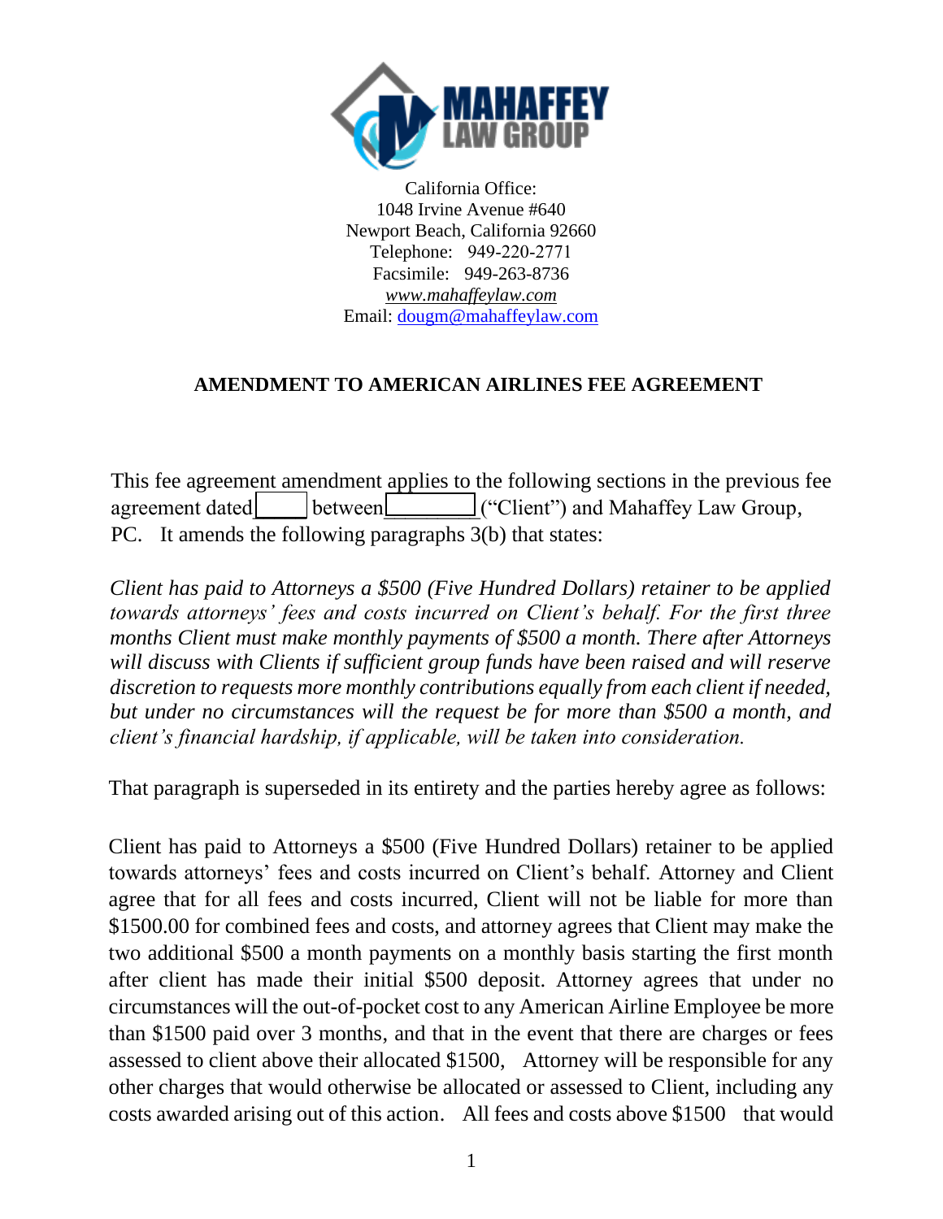California Office:
1048 Irvine Avenue #640
Newport Beach, California 92660
Telephone: 949-220-2771
Facsimile: 949-263-8736
*www.mahaffeylaw.com*
Email: dougm@mahaffeylaw.com

**AMENDMENT TO AMERICAN AIRLINES FEE AGREEMENT**

This fee agreement amendment applies to the following sections in the previous fee agreement dated\_\_\_\_\_ between\_\_\_\_\_\_\_\_\_ ("Client") and Mahaffey Law Group, PC. It amends the following paragraphs 3(b) that states:

*Client has paid to Attorneys a $500 (Five Hundred Dollars) retainer to be applied towards attorneys' fees and costs incurred on Client's behalf. For the first three months Client must make monthly payments of $500 a month. There after Attorneys will discuss with Clients if sufficient group funds have been raised and will reserve discretion to requests more monthly contributions equally from each client if needed, but under no circumstances will the request be for more than $500 a month, and client's financial hardship, if applicable, will be taken into consideration.*

That paragraph is superseded in its entirety and the parties hereby agree as follows:

Client has paid to Attorneys a $500 (Five Hundred Dollars) retainer to be applied towards attorneys' fees and costs incurred on Client's behalf. Attorney and Client agree that for all fees and costs incurred, Client will not be liable for more than $1500.00 for combined fees and costs, and attorney agrees that Client may make the two additional $500 a month payments on a monthly basis starting the first month after client has made their initial $500 deposit. Attorney agrees that under no circumstances will the out-of-pocket cost to any American Airline Employee be more than $1500 paid over 3 months, and that in the event that there are charges or fees assessed to client above their allocated $1500, Attorney will be responsible for any other charges that would otherwise be allocated or assessed to Client, including any costs awarded arising out of this action. All fees and costs above $1500 that would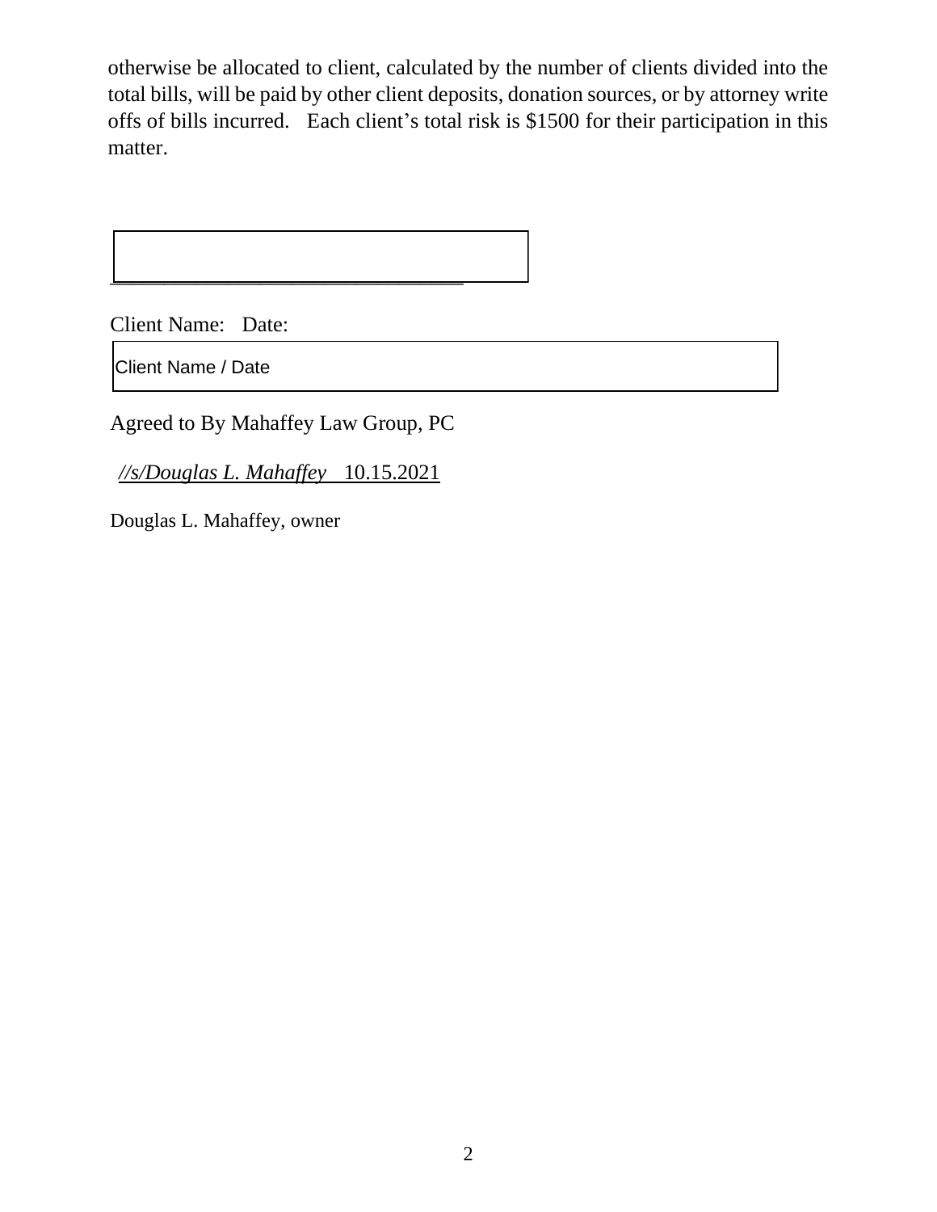otherwise be allocated to client, calculated by the number of clients divided into the total bills, will be paid by other client deposits, donation sources, or by attorney write offs of bills incurred.   Each client's total risk is $1500 for their participation in this matter.

______________________________

Client Name:   Date:

Client Name / Date

Agreed to By Mahaffey Law Group, PC

*//s/Douglas L. Mahaffey*   10.15.2021

Douglas L. Mahaffey, owner